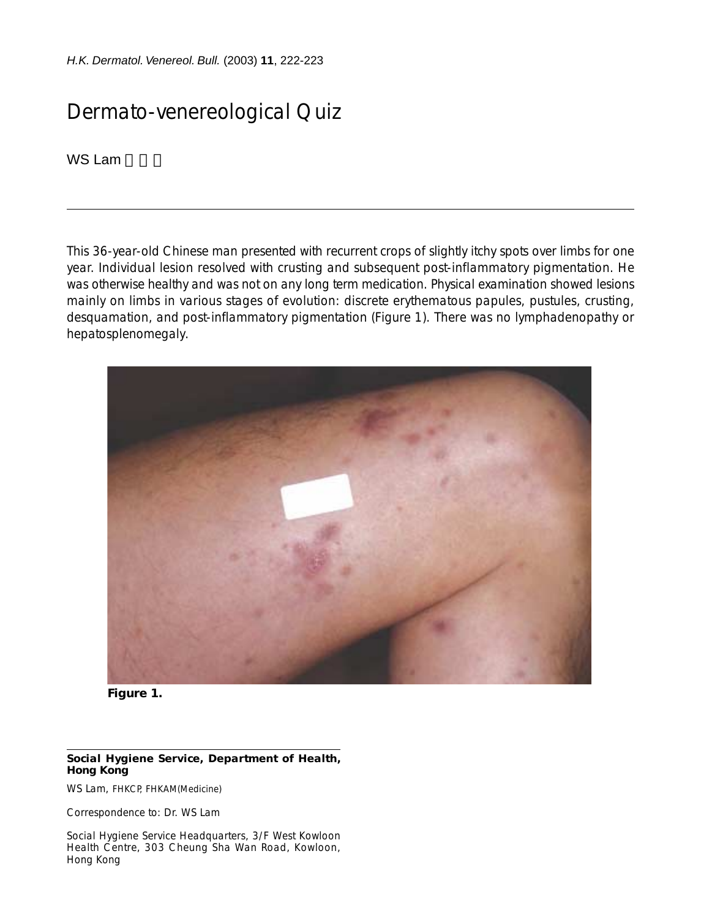# Dermato-venereological Quiz

WS Lam 林偉成

This 36-year-old Chinese man presented with recurrent crops of slightly itchy spots over limbs for one year. Individual lesion resolved with crusting and subsequent post-inflammatory pigmentation. He was otherwise healthy and was not on any long term medication. Physical examination showed lesions mainly on limbs in various stages of evolution: discrete erythematous papules, pustules, crusting, desquamation, and post-inflammatory pigmentation (Figure 1). There was no lymphadenopathy or hepatosplenomegaly.

**Figure 1.**

**Social Hygiene Service, Department of Health, Hong Kong**

WS Lam, FHKCP, FHKAM(Medicine)

Correspondence to: Dr. WS Lam

Social Hygiene Service Headquarters, 3/F West Kowloon Health Centre, 303 Cheung Sha Wan Road, Kowloon, Hong Kong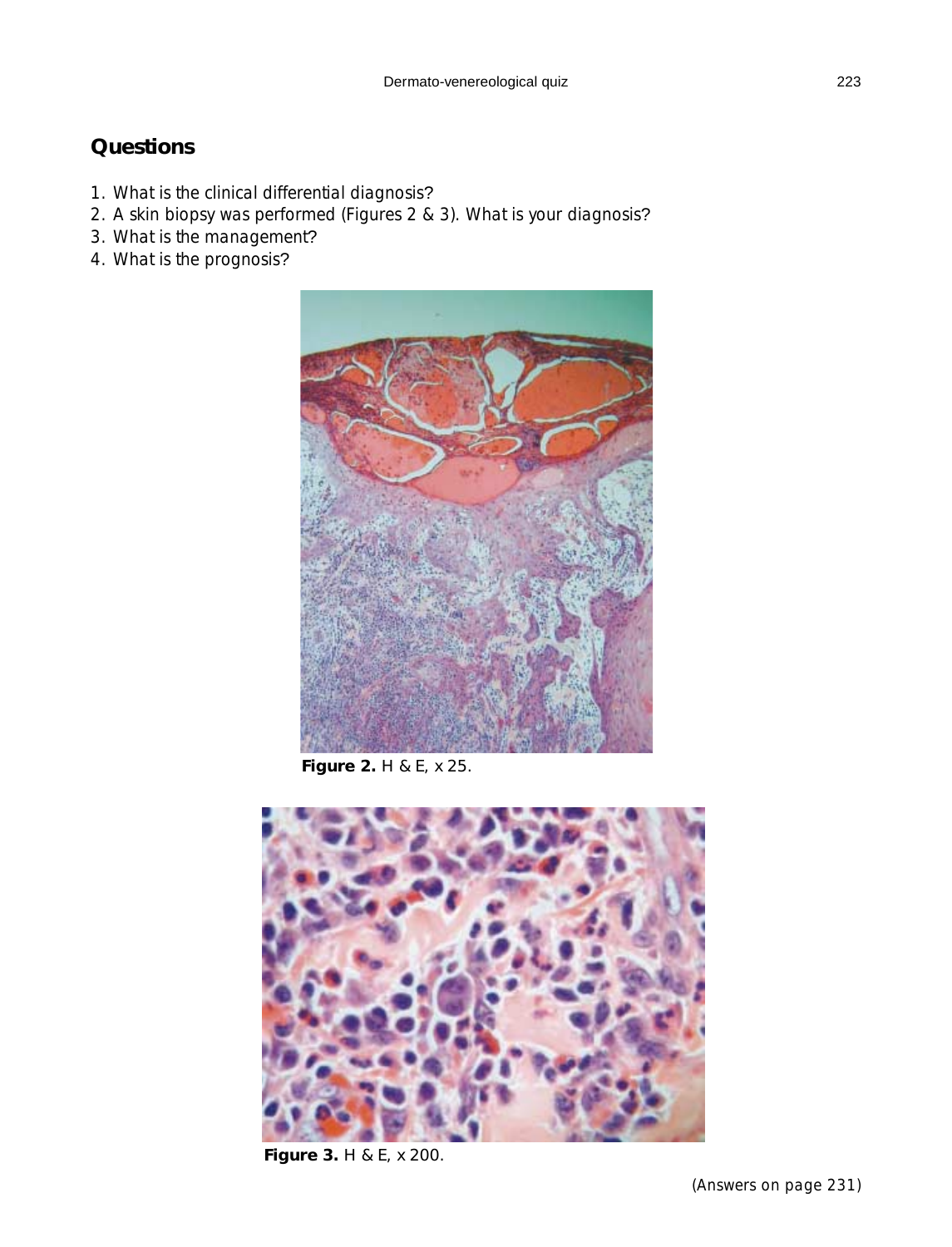## Questions

1. What is the clinical differential diagnosis?
2. A skin biopsy was performed (Figures 2 & 3). What is your diagnosis?
3. What is the management?
4. What is the prognosis?

**Figure 2.** H & E, x 25.

**Figure 3.** H & E, x 200.

(Answers on page 231)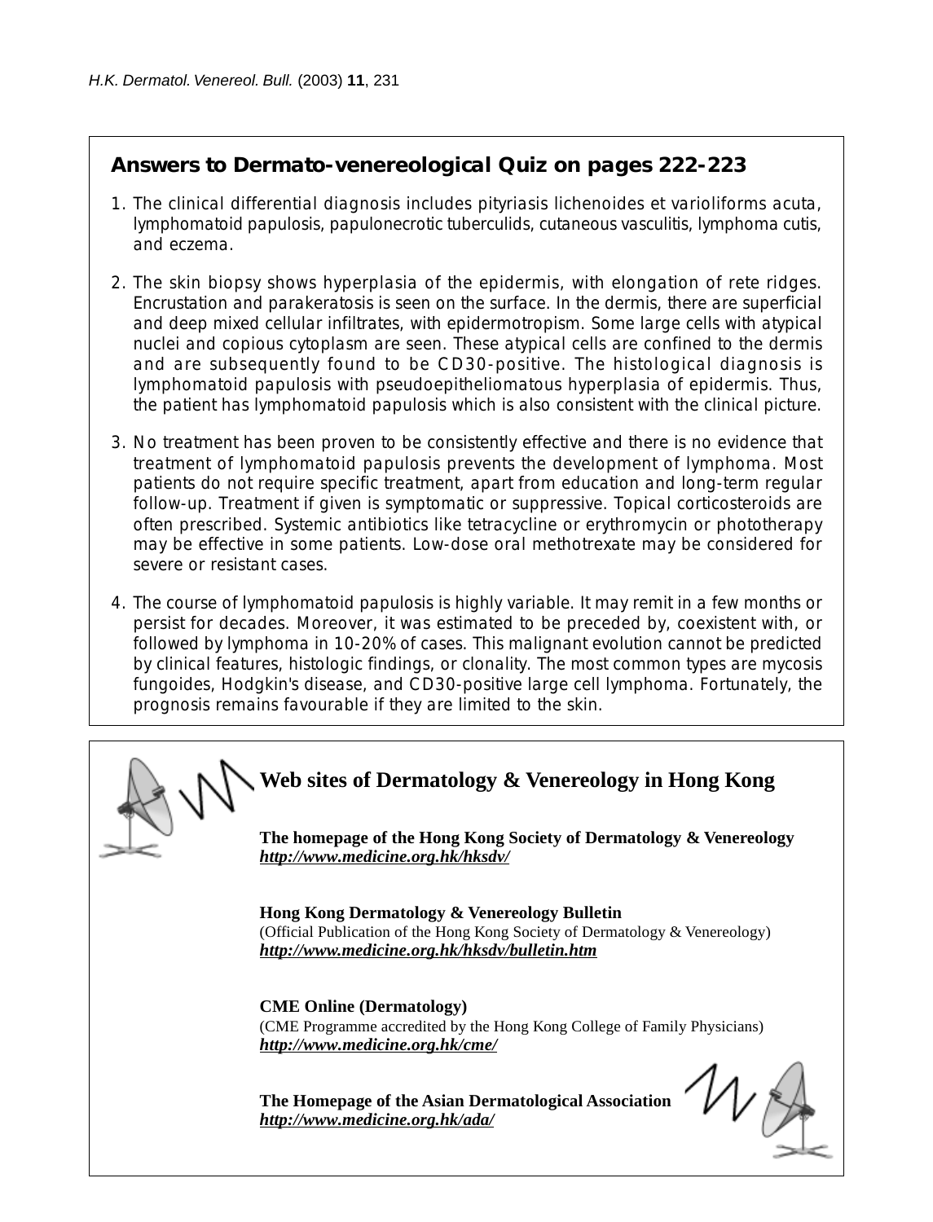## Answers to Dermato-venereological Quiz on pages 222-223

1. The clinical differential diagnosis includes pityriasis lichenoides et varioliforms acuta, lymphomatoid papulosis, papulonecrotic tuberculids, cutaneous vasculitis, lymphoma cutis, and eczema.

2. The skin biopsy shows hyperplasia of the epidermis, with elongation of rete ridges. Encrustation and parakeratosis is seen on the surface. In the dermis, there are superficial and deep mixed cellular infiltrates, with epidermotropism. Some large cells with atypical nuclei and copious cytoplasm are seen. These atypical cells are confined to the dermis and are subsequently found to be CD30-positive. The histological diagnosis is lymphomatoid papulosis with pseudoepitheliomatous hyperplasia of epidermis. Thus, the patient has lymphomatoid papulosis which is also consistent with the clinical picture.

3. No treatment has been proven to be consistently effective and there is no evidence that treatment of lymphomatoid papulosis prevents the development of lymphoma. Most patients do not require specific treatment, apart from education and long-term regular follow-up. Treatment if given is symptomatic or suppressive. Topical corticosteroids are often prescribed. Systemic antibiotics like tetracycline or erythromycin or phototherapy may be effective in some patients. Low-dose oral methotrexate may be considered for severe or resistant cases.

4. The course of lymphomatoid papulosis is highly variable. It may remit in a few months or persist for decades. Moreover, it was estimated to be preceded by, coexistent with, or followed by lymphoma in 10-20% of cases. This malignant evolution cannot be predicted by clinical features, histologic findings, or clonality. The most common types are mycosis fungoides, Hodgkin's disease, and CD30-positive large cell lymphoma. Fortunately, the prognosis remains favourable if they are limited to the skin.

## Web sites of Dermatology & Venereology in Hong Kong

**The homepage of the Hong Kong Society of Dermatology & Venereology**
***http://www.medicine.org.hk/hksdv/***

**Hong Kong Dermatology & Venereology Bulletin**
(Official Publication of the Hong Kong Society of Dermatology & Venereology)
***http://www.medicine.org.hk/hksdv/bulletin.htm***

**CME Online (Dermatology)**
(CME Programme accredited by the Hong Kong College of Family Physicians)
***http://www.medicine.org.hk/cme/***

**The Homepage of the Asian Dermatological Association**
***http://www.medicine.org.hk/ada/***